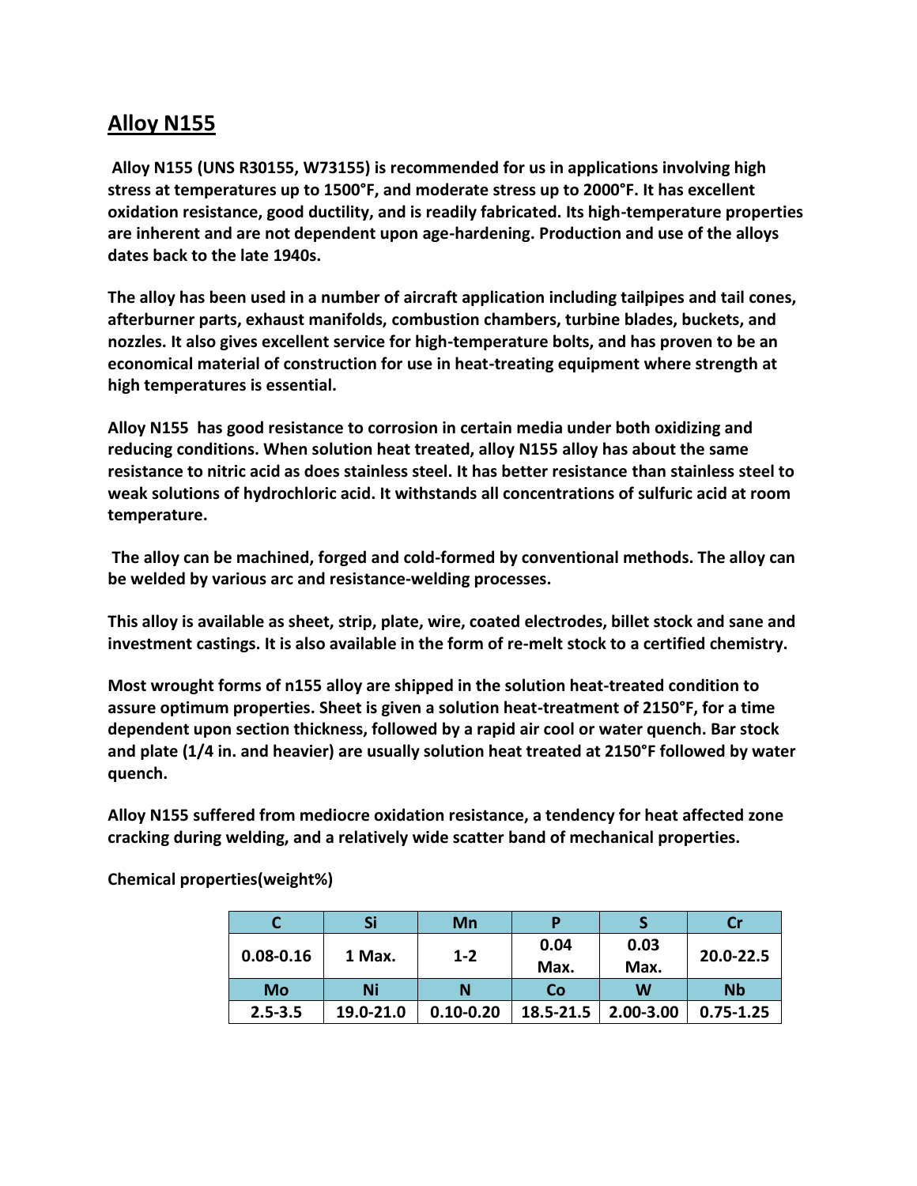# Alloy N155

**Alloy N155 (UNS R30155, W73155) is recommended for us in applications involving high stress at temperatures up to 1500°F, and moderate stress up to 2000°F. It has excellent oxidation resistance, good ductility, and is readily fabricated. Its high-temperature properties are inherent and are not dependent upon age-hardening. Production and use of the alloys dates back to the late 1940s.**

**The alloy has been used in a number of aircraft application including tailpipes and tail cones, afterburner parts, exhaust manifolds, combustion chambers, turbine blades, buckets, and nozzles. It also gives excellent service for high-temperature bolts, and has proven to be an economical material of construction for use in heat-treating equipment where strength at high temperatures is essential.**

**Alloy N155 has good resistance to corrosion in certain media under both oxidizing and reducing conditions. When solution heat treated, alloy N155 alloy has about the same resistance to nitric acid as does stainless steel. It has better resistance than stainless steel to weak solutions of hydrochloric acid. It withstands all concentrations of sulfuric acid at room temperature.**

**The alloy can be machined, forged and cold-formed by conventional methods. The alloy can be welded by various arc and resistance-welding processes.**

**This alloy is available as sheet, strip, plate, wire, coated electrodes, billet stock and sane and investment castings. It is also available in the form of re-melt stock to a certified chemistry.**

**Most wrought forms of n155 alloy are shipped in the solution heat-treated condition to assure optimum properties. Sheet is given a solution heat-treatment of 2150°F, for a time dependent upon section thickness, followed by a rapid air cool or water quench. Bar stock and plate (1/4 in. and heavier) are usually solution heat treated at 2150°F followed by water quench.**

**Alloy N155 suffered from mediocre oxidation resistance, a tendency for heat affected zone cracking during welding, and a relatively wide scatter band of mechanical properties.**

**Chemical properties(weight%)**

| C | Si | Mn | P | S | Cr |
|---|---|---|---|---|---|
| 0.08-0.16 | 1 Max. | 1-2 | 0.04 Max. | 0.03 Max. | 20.0-22.5 |
| **Mo** | **Ni** | **N** | **Co** | **W** | **Nb** |
| 2.5-3.5 | 19.0-21.0 | 0.10-0.20 | 18.5-21.5 | 2.00-3.00 | 0.75-1.25 |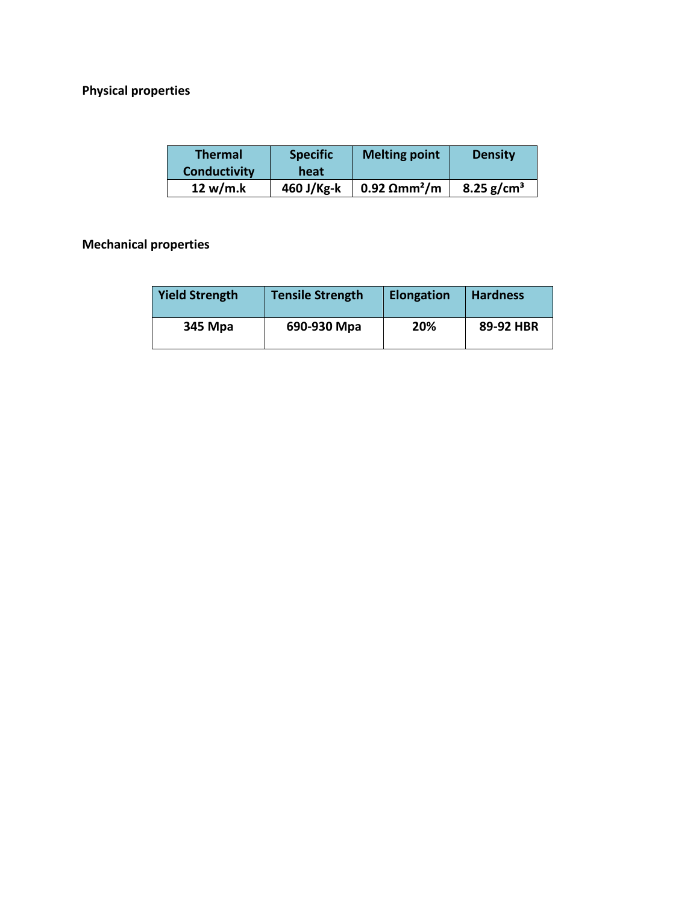**Physical properties**

| Thermal Conductivity | Specific heat | Melting point | Density |
|---|---|---|---|
| 12 w/m.k | 460 J/Kg-k | 0.92 Ωmm²/m | 8.25 g/cm³ |

**Mechanical properties**

| Yield Strength | Tensile Strength | Elongation | Hardness |
|---|---|---|---|
| 345 Mpa | 690-930 Mpa | 20% | 89-92 HBR |